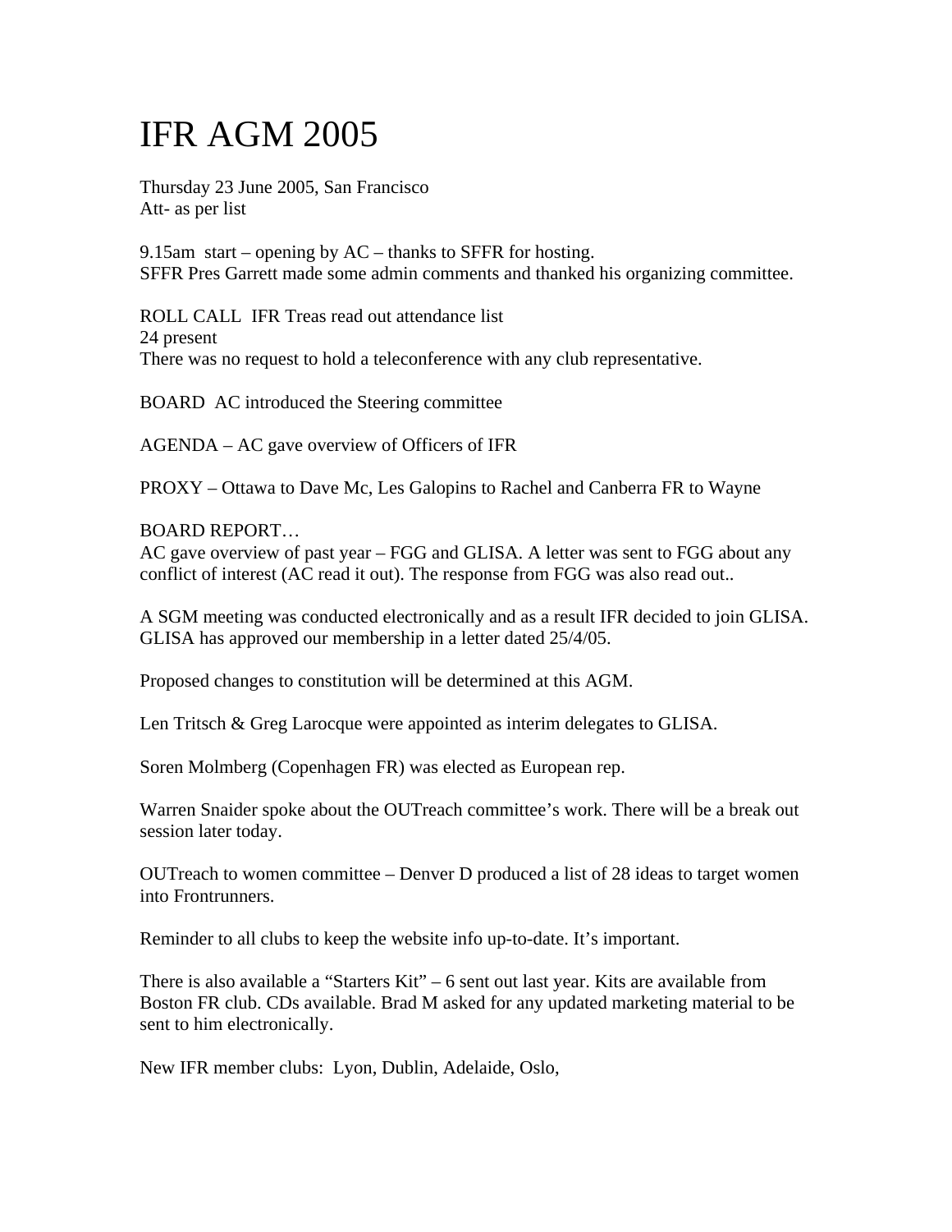# IFR AGM 2005

Thursday 23 June 2005, San Francisco
Att- as per list

9.15am start – opening by AC – thanks to SFFR for hosting.
SFFR Pres Garrett made some admin comments and thanked his organizing committee.

ROLL CALL IFR Treas read out attendance list
24 present
There was no request to hold a teleconference with any club representative.

BOARD AC introduced the Steering committee

AGENDA – AC gave overview of Officers of IFR

PROXY – Ottawa to Dave Mc, Les Galopins to Rachel and Canberra FR to Wayne

BOARD REPORT…
AC gave overview of past year – FGG and GLISA. A letter was sent to FGG about any conflict of interest (AC read it out). The response from FGG was also read out..

A SGM meeting was conducted electronically and as a result IFR decided to join GLISA. GLISA has approved our membership in a letter dated 25/4/05.

Proposed changes to constitution will be determined at this AGM.

Len Tritsch & Greg Larocque were appointed as interim delegates to GLISA.

Soren Molmberg (Copenhagen FR) was elected as European rep.

Warren Snaider spoke about the OUTreach committee's work. There will be a break out session later today.

OUTreach to women committee – Denver D produced a list of 28 ideas to target women into Frontrunners.

Reminder to all clubs to keep the website info up-to-date. It's important.

There is also available a "Starters Kit" – 6 sent out last year. Kits are available from Boston FR club. CDs available. Brad M asked for any updated marketing material to be sent to him electronically.

New IFR member clubs: Lyon, Dublin, Adelaide, Oslo,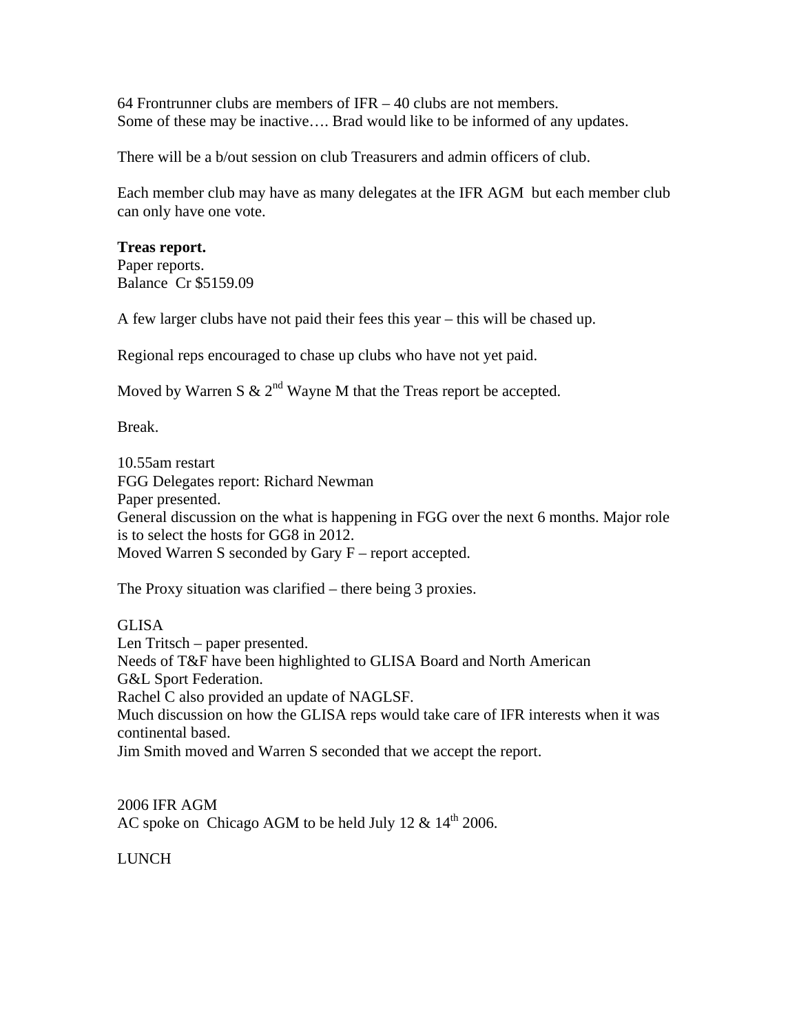64 Frontrunner clubs are members of IFR – 40 clubs are not members.
Some of these may be inactive…. Brad would like to be informed of any updates.

There will be a b/out session on club Treasurers and admin officers of club.

Each member club may have as many delegates at the IFR AGM but each member club can only have one vote.

**Treas report.**
Paper reports.
Balance Cr $5159.09

A few larger clubs have not paid their fees this year – this will be chased up.

Regional reps encouraged to chase up clubs who have not yet paid.

Moved by Warren S & 2nd Wayne M that the Treas report be accepted.

Break.

10.55am restart
FGG Delegates report: Richard Newman
Paper presented.
General discussion on the what is happening in FGG over the next 6 months. Major role is to select the hosts for GG8 in 2012.
Moved Warren S seconded by Gary F – report accepted.

The Proxy situation was clarified – there being 3 proxies.

GLISA
Len Tritsch – paper presented.
Needs of T&F have been highlighted to GLISA Board and North American G&L Sport Federation.
Rachel C also provided an update of NAGLSF.
Much discussion on how the GLISA reps would take care of IFR interests when it was continental based.
Jim Smith moved and Warren S seconded that we accept the report.

2006 IFR AGM
AC spoke on Chicago AGM to be held July 12 & 14th 2006.

LUNCH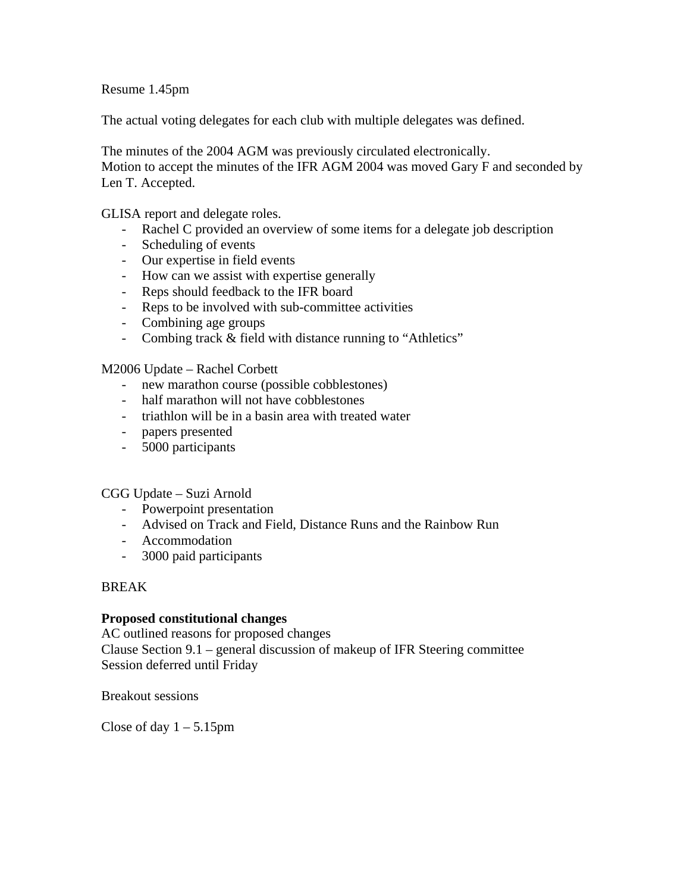Resume 1.45pm

The actual voting delegates for each club with multiple delegates was defined.

The minutes of the 2004 AGM was previously circulated electronically.
Motion to accept the minutes of the IFR AGM 2004 was moved Gary F and seconded by Len T. Accepted.

GLISA report and delegate roles.

- Rachel C provided an overview of some items for a delegate job description
- Scheduling of events
- Our expertise in field events
- How can we assist with expertise generally
- Reps should feedback to the IFR board
- Reps to be involved with sub-committee activities
- Combining age groups
- Combing track & field with distance running to "Athletics"

M2006 Update – Rachel Corbett

- new marathon course (possible cobblestones)
- half marathon will not have cobblestones
- triathlon will be in a basin area with treated water
- papers presented
- 5000 participants

CGG Update – Suzi Arnold

- Powerpoint presentation
- Advised on Track and Field, Distance Runs and the Rainbow Run
- Accommodation
- 3000 paid participants

BREAK

**Proposed constitutional changes**
AC outlined reasons for proposed changes
Clause Section 9.1 – general discussion of makeup of IFR Steering committee
Session deferred until Friday

Breakout sessions

Close of day 1 – 5.15pm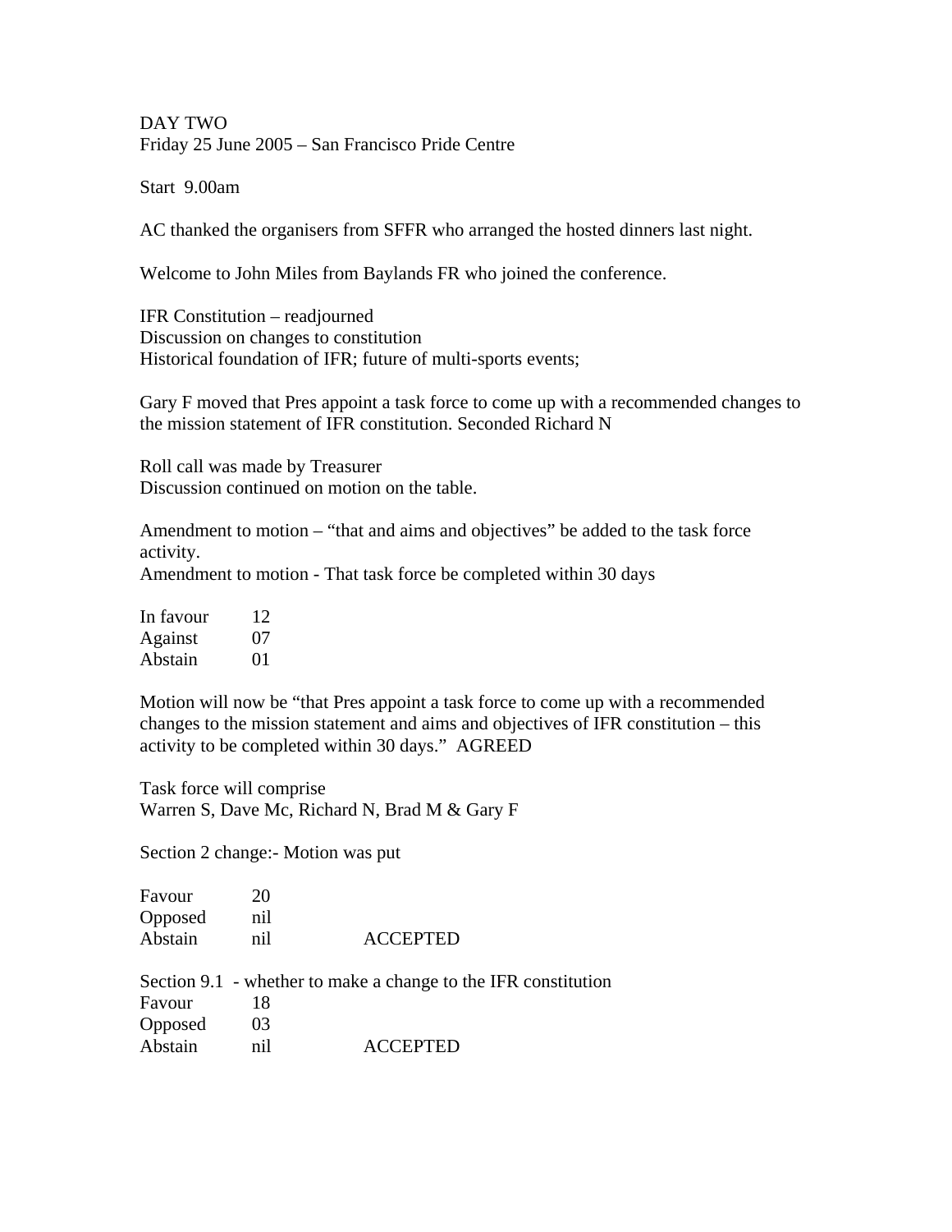DAY TWO
Friday 25 June 2005 – San Francisco Pride Centre

Start 9.00am

AC thanked the organisers from SFFR who arranged the hosted dinners last night.

Welcome to John Miles from Baylands FR who joined the conference.

IFR Constitution – readjourned
Discussion on changes to constitution
Historical foundation of IFR; future of multi-sports events;

Gary F moved that Pres appoint a task force to come up with a recommended changes to the mission statement of IFR constitution. Seconded Richard N

Roll call was made by Treasurer
Discussion continued on motion on the table.

Amendment to motion – "that and aims and objectives" be added to the task force activity.
Amendment to motion - That task force be completed within 30 days

| | |
|---|---|
| In favour | 12 |
| Against | 07 |
| Abstain | 01 |

Motion will now be "that Pres appoint a task force to come up with a recommended changes to the mission statement and aims and objectives of IFR constitution – this activity to be completed within 30 days." AGREED

Task force will comprise
Warren S, Dave Mc, Richard N, Brad M & Gary F

Section 2 change:- Motion was put

| | | |
|---|---|---|
| Favour | 20 | |
| Opposed | nil | |
| Abstain | nil | ACCEPTED |

Section 9.1 - whether to make a change to the IFR constitution

| | | |
|---|---|---|
| Favour | 18 | |
| Opposed | 03 | |
| Abstain | nil | ACCEPTED |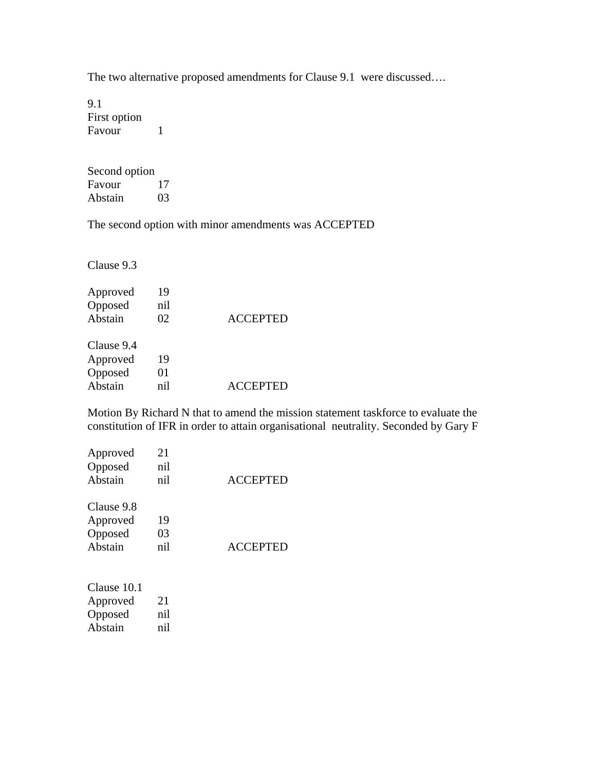The two alternative proposed amendments for Clause 9.1 were discussed….

9.1
First option

| | |
|---|---|
| Favour | 1 |

Second option

| | |
|---|---|
| Favour | 17 |
| Abstain | 03 |

The second option with minor amendments was ACCEPTED

Clause 9.3

| | | |
|---|---|---|
| Approved | 19 | |
| Opposed | nil | |
| Abstain | 02 | ACCEPTED |

Clause 9.4

| | | |
|---|---|---|
| Approved | 19 | |
| Opposed | 01 | |
| Abstain | nil | ACCEPTED |

Motion By Richard N that to amend the mission statement taskforce to evaluate the constitution of IFR in order to attain organisational neutrality. Seconded by Gary F

| | | |
|---|---|---|
| Approved | 21 | |
| Opposed | nil | |
| Abstain | nil | ACCEPTED |

Clause 9.8

| | | |
|---|---|---|
| Approved | 19 | |
| Opposed | 03 | |
| Abstain | nil | ACCEPTED |

Clause 10.1

| | |
|---|---|
| Approved | 21 |
| Opposed | nil |
| Abstain | nil |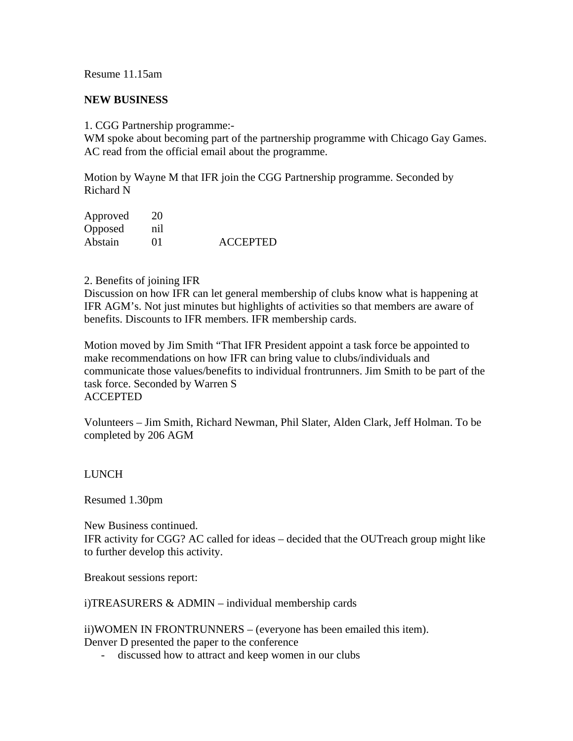Resume 11.15am

**NEW BUSINESS**

1. CGG Partnership programme:-
WM spoke about becoming part of the partnership programme with Chicago Gay Games. AC read from the official email about the programme.

Motion by Wayne M that IFR join the CGG Partnership programme. Seconded by Richard N

| | | |
|---|---|---|
| Approved | 20 | |
| Opposed | nil | |
| Abstain | 01 | ACCEPTED |

2. Benefits of joining IFR
Discussion on how IFR can let general membership of clubs know what is happening at IFR AGM's. Not just minutes but highlights of activities so that members are aware of benefits. Discounts to IFR members. IFR membership cards.

Motion moved by Jim Smith "That IFR President appoint a task force be appointed to make recommendations on how IFR can bring value to clubs/individuals and communicate those values/benefits to individual frontrunners. Jim Smith to be part of the task force. Seconded by Warren S
ACCEPTED

Volunteers – Jim Smith, Richard Newman, Phil Slater, Alden Clark, Jeff Holman. To be completed by 206 AGM

LUNCH

Resumed 1.30pm

New Business continued.
IFR activity for CGG? AC called for ideas – decided that the OUTreach group might like to further develop this activity.

Breakout sessions report:

i)TREASURERS & ADMIN – individual membership cards

ii)WOMEN IN FRONTRUNNERS – (everyone has been emailed this item).
Denver D presented the paper to the conference

- discussed how to attract and keep women in our clubs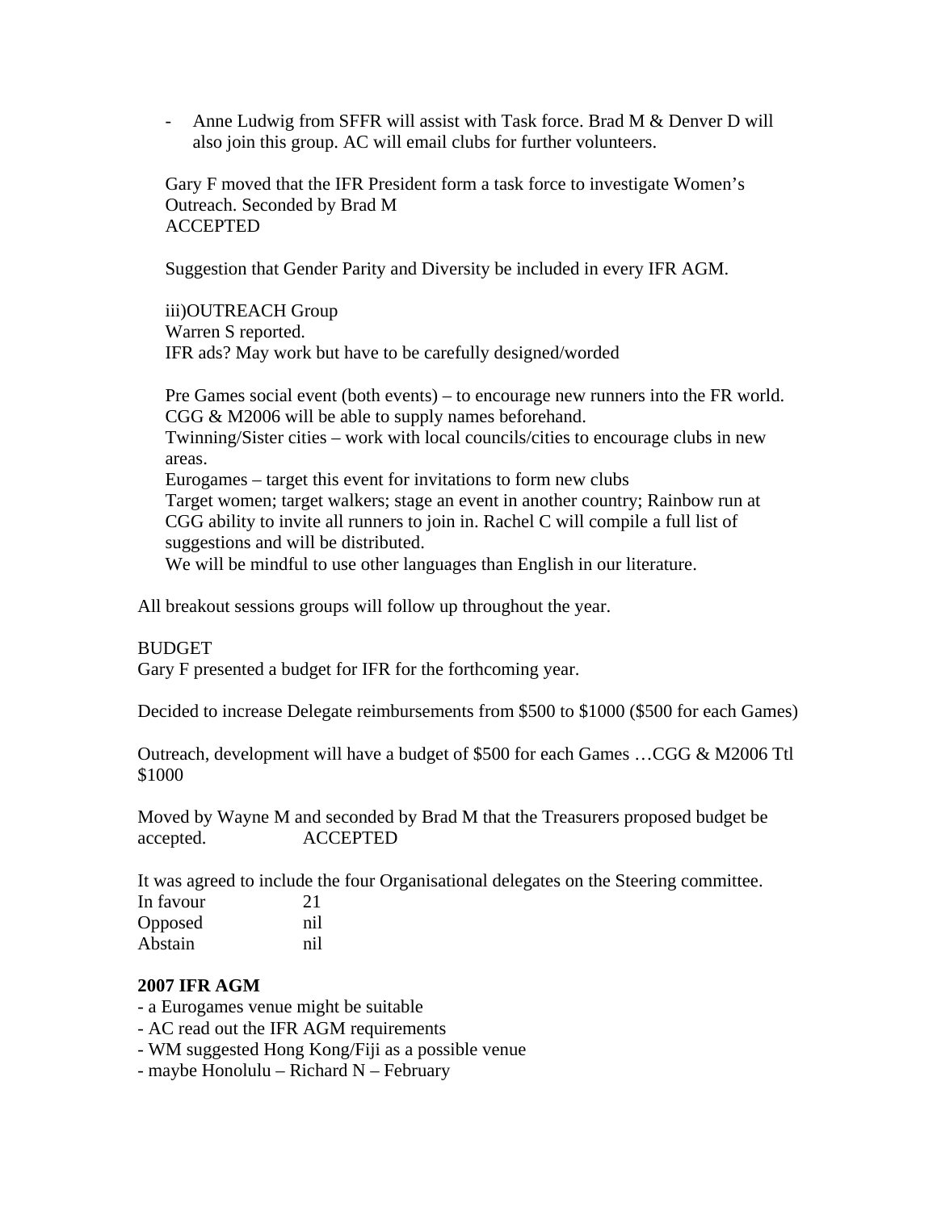- Anne Ludwig from SFFR will assist with Task force. Brad M & Denver D will also join this group. AC will email clubs for further volunteers.

Gary F moved that the IFR President form a task force to investigate Women's Outreach. Seconded by Brad M
ACCEPTED

Suggestion that Gender Parity and Diversity be included in every IFR AGM.

iii)OUTREACH Group
Warren S reported.
IFR ads? May work but have to be carefully designed/worded

Pre Games social event (both events) – to encourage new runners into the FR world. CGG & M2006 will be able to supply names beforehand.
Twinning/Sister cities – work with local councils/cities to encourage clubs in new areas.
Eurogames – target this event for invitations to form new clubs
Target women; target walkers; stage an event in another country; Rainbow run at CGG ability to invite all runners to join in. Rachel C will compile a full list of suggestions and will be distributed.
We will be mindful to use other languages than English in our literature.

All breakout sessions groups will follow up throughout the year.

BUDGET
Gary F presented a budget for IFR for the forthcoming year.

Decided to increase Delegate reimbursements from $500 to $1000 ($500 for each Games)

Outreach, development will have a budget of $500 for each Games …CGG & M2006 Ttl $1000

Moved by Wayne M and seconded by Brad M that the Treasurers proposed budget be accepted. ACCEPTED

It was agreed to include the four Organisational delegates on the Steering committee.

| | |
|---|---|
| In favour | 21 |
| Opposed | nil |
| Abstain | nil |

**2007 IFR AGM**

- a Eurogames venue might be suitable
- AC read out the IFR AGM requirements
- WM suggested Hong Kong/Fiji as a possible venue
- maybe Honolulu – Richard N – February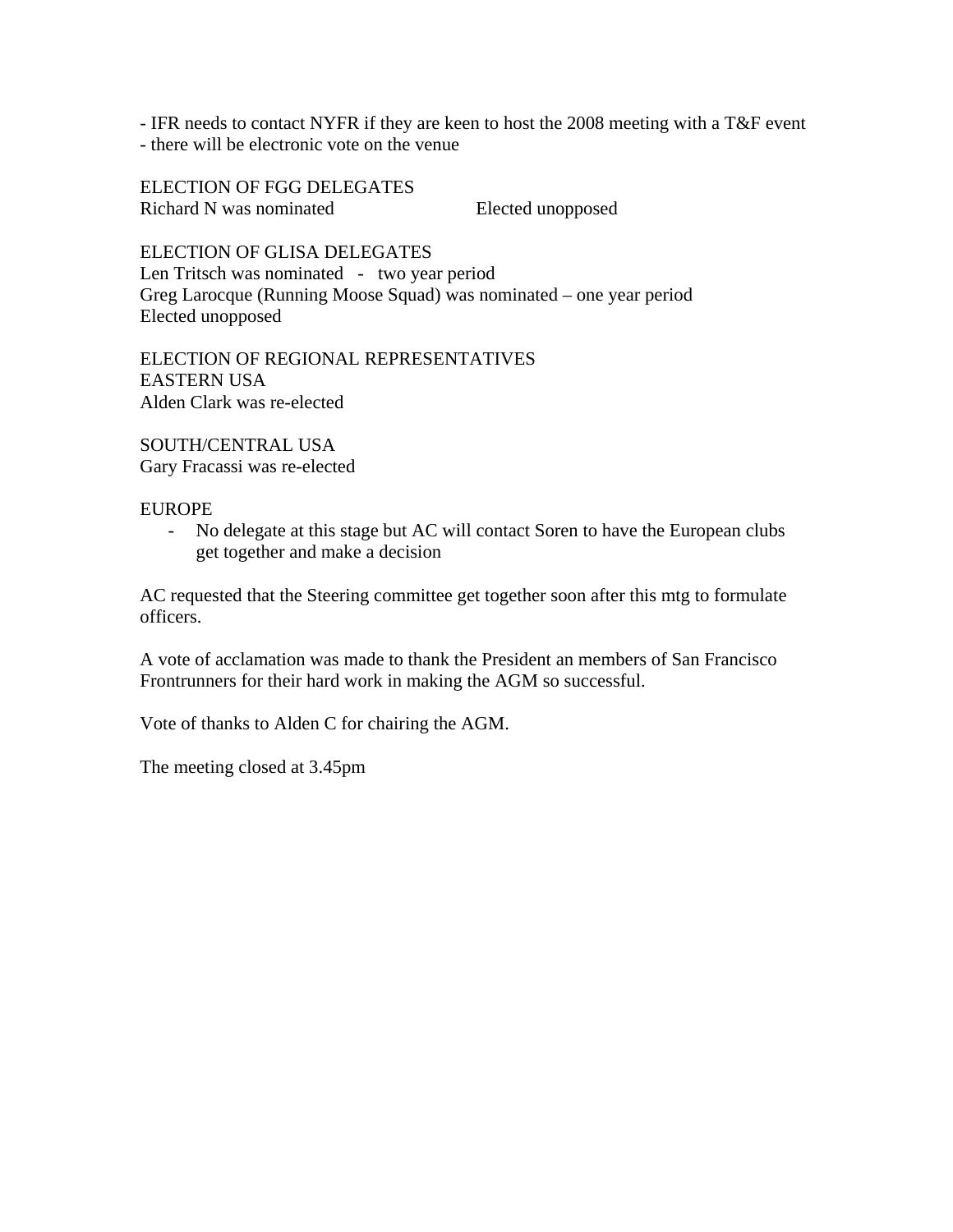- IFR needs to contact NYFR if they are keen to host the 2008 meeting with a T&F event
- there will be electronic vote on the venue

ELECTION OF FGG DELEGATES
Richard N was nominated Elected unopposed

ELECTION OF GLISA DELEGATES
Len Tritsch was nominated - two year period
Greg Larocque (Running Moose Squad) was nominated – one year period
Elected unopposed

ELECTION OF REGIONAL REPRESENTATIVES
EASTERN USA
Alden Clark was re-elected

SOUTH/CENTRAL USA
Gary Fracassi was re-elected

EUROPE

- No delegate at this stage but AC will contact Soren to have the European clubs get together and make a decision

AC requested that the Steering committee get together soon after this mtg to formulate officers.

A vote of acclamation was made to thank the President an members of San Francisco Frontrunners for their hard work in making the AGM so successful.

Vote of thanks to Alden C for chairing the AGM.

The meeting closed at 3.45pm